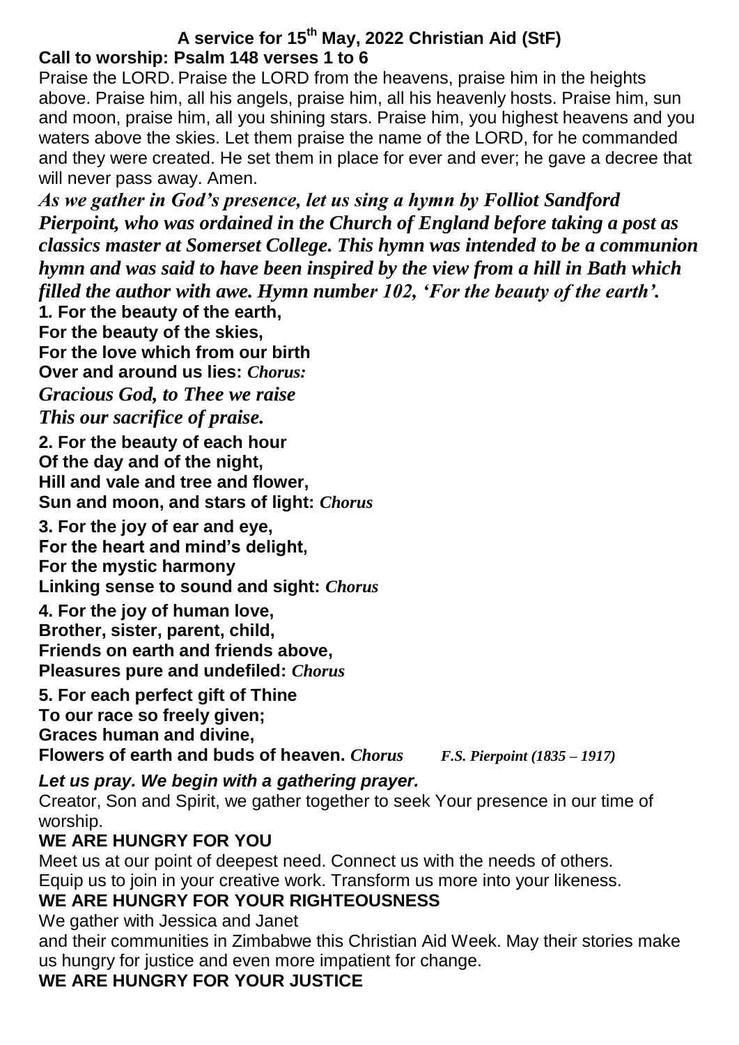# A service for 15th May, 2022 Christian Aid (StF)

**Call to worship: Psalm 148 verses 1 to 6**

Praise the LORD. Praise the LORD from the heavens, praise him in the heights above. Praise him, all his angels, praise him, all his heavenly hosts. Praise him, sun and moon, praise him, all you shining stars. Praise him, you highest heavens and you waters above the skies. Let them praise the name of the LORD, for he commanded and they were created. He set them in place for ever and ever; he gave a decree that will never pass away. Amen.

***As we gather in God's presence, let us sing a hymn by Folliot Sandford Pierpoint, who was ordained in the Church of England before taking a post as classics master at Somerset College. This hymn was intended to be a communion hymn and was said to have been inspired by the view from a hill in Bath which filled the author with awe. Hymn number 102, 'For the beauty of the earth'.***

**1. For the beauty of the earth,**
**For the beauty of the skies,**
**For the love which from our birth**
**Over and around us lies:** ***Chorus:***
***Gracious God, to Thee we raise***
***This our sacrifice of praise.***

**2. For the beauty of each hour**
**Of the day and of the night,**
**Hill and vale and tree and flower,**
**Sun and moon, and stars of light:** ***Chorus***

**3. For the joy of ear and eye,**
**For the heart and mind's delight,**
**For the mystic harmony**
**Linking sense to sound and sight:** ***Chorus***

**4. For the joy of human love,**
**Brother, sister, parent, child,**
**Friends on earth and friends above,**
**Pleasures pure and undefiled:** ***Chorus***

**5. For each perfect gift of Thine**
**To our race so freely given;**
**Graces human and divine,**
**Flowers of earth and buds of heaven.** ***Chorus*** *F.S. Pierpoint (1835 – 1917)*

***Let us pray. We begin with a gathering prayer.***

Creator, Son and Spirit, we gather together to seek Your presence in our time of worship.

**WE ARE HUNGRY FOR YOU**

Meet us at our point of deepest need. Connect us with the needs of others. Equip us to join in your creative work. Transform us more into your likeness.

**WE ARE HUNGRY FOR YOUR RIGHTEOUSNESS**

We gather with Jessica and Janet and their communities in Zimbabwe this Christian Aid Week. May their stories make us hungry for justice and even more impatient for change.

**WE ARE HUNGRY FOR YOUR JUSTICE**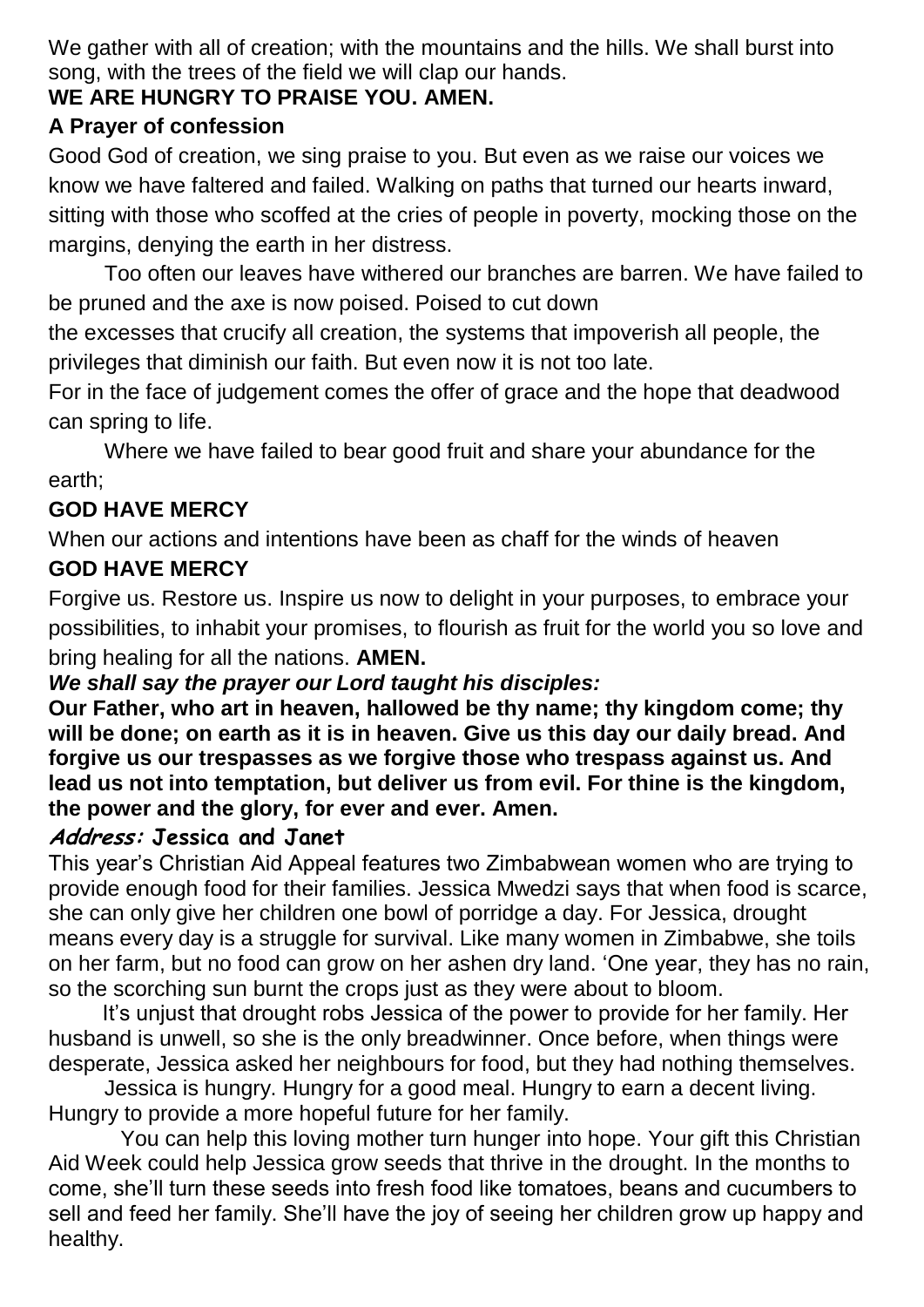We gather with all of creation; with the mountains and the hills. We shall burst into song, with the trees of the field we will clap our hands.

**WE ARE HUNGRY TO PRAISE YOU. AMEN.**

**A Prayer of confession**

Good God of creation, we sing praise to you. But even as we raise our voices we know we have faltered and failed. Walking on paths that turned our hearts inward, sitting with those who scoffed at the cries of people in poverty, mocking those on the margins, denying the earth in her distress.

Too often our leaves have withered our branches are barren. We have failed to be pruned and the axe is now poised. Poised to cut down the excesses that crucify all creation, the systems that impoverish all people, the privileges that diminish our faith. But even now it is not too late.

For in the face of judgement comes the offer of grace and the hope that deadwood can spring to life.

Where we have failed to bear good fruit and share your abundance for the earth;

**GOD HAVE MERCY**

When our actions and intentions have been as chaff for the winds of heaven

**GOD HAVE MERCY**

Forgive us. Restore us. Inspire us now to delight in your purposes, to embrace your possibilities, to inhabit your promises, to flourish as fruit for the world you so love and bring healing for all the nations. **AMEN.**

***We shall say the prayer our Lord taught his disciples:***

**Our Father, who art in heaven, hallowed be thy name; thy kingdom come; thy will be done; on earth as it is in heaven. Give us this day our daily bread. And forgive us our trespasses as we forgive those who trespass against us. And lead us not into temptation, but deliver us from evil. For thine is the kingdom, the power and the glory, for ever and ever. Amen.**

***Address:* Jessica and Janet**

This year's Christian Aid Appeal features two Zimbabwean women who are trying to provide enough food for their families. Jessica Mwedzi says that when food is scarce, she can only give her children one bowl of porridge a day. For Jessica, drought means every day is a struggle for survival. Like many women in Zimbabwe, she toils on her farm, but no food can grow on her ashen dry land. 'One year, they has no rain, so the scorching sun burnt the crops just as they were about to bloom.

It's unjust that drought robs Jessica of the power to provide for her family. Her husband is unwell, so she is the only breadwinner. Once before, when things were desperate, Jessica asked her neighbours for food, but they had nothing themselves.

Jessica is hungry. Hungry for a good meal. Hungry to earn a decent living. Hungry to provide a more hopeful future for her family.

You can help this loving mother turn hunger into hope. Your gift this Christian Aid Week could help Jessica grow seeds that thrive in the drought. In the months to come, she'll turn these seeds into fresh food like tomatoes, beans and cucumbers to sell and feed her family. She'll have the joy of seeing her children grow up happy and healthy.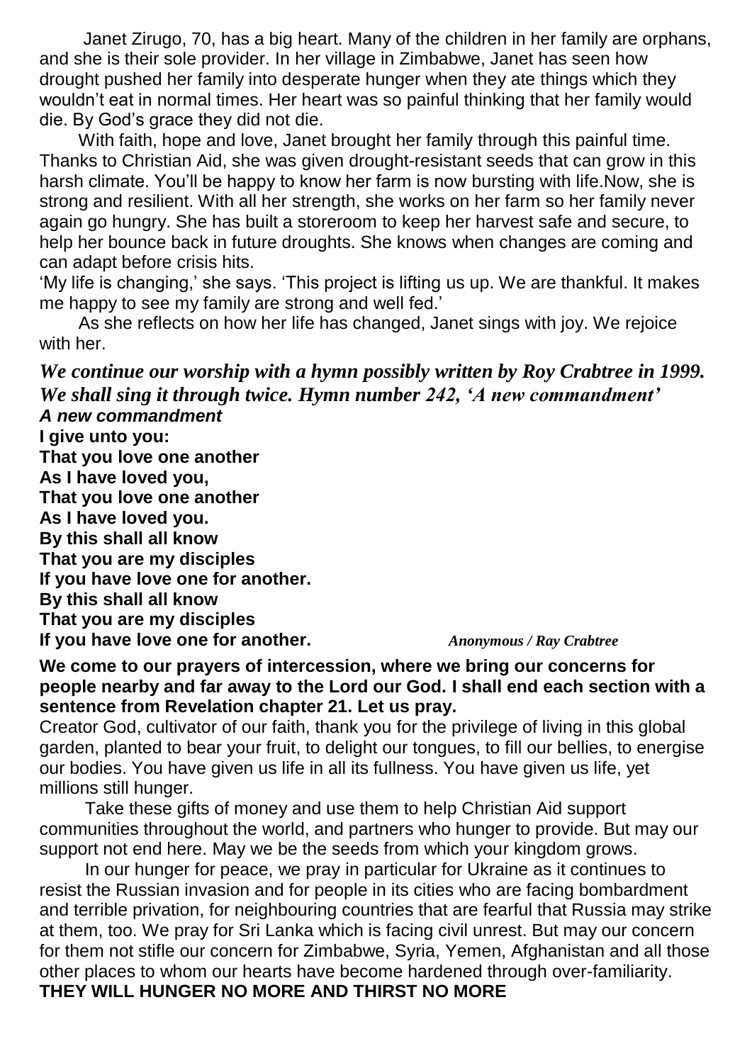Janet Zirugo, 70, has a big heart. Many of the children in her family are orphans, and she is their sole provider. In her village in Zimbabwe, Janet has seen how drought pushed her family into desperate hunger when they ate things which they wouldn't eat in normal times. Her heart was so painful thinking that her family would die. By God's grace they did not die.

With faith, hope and love, Janet brought her family through this painful time. Thanks to Christian Aid, she was given drought-resistant seeds that can grow in this harsh climate. You'll be happy to know her farm is now bursting with life.Now, she is strong and resilient. With all her strength, she works on her farm so her family never again go hungry. She has built a storeroom to keep her harvest safe and secure, to help her bounce back in future droughts. She knows when changes are coming and can adapt before crisis hits.

'My life is changing,' she says. 'This project is lifting us up. We are thankful. It makes me happy to see my family are strong and well fed.'

As she reflects on how her life has changed, Janet sings with joy. We rejoice with her.

***We continue our worship with a hymn possibly written by Roy Crabtree in 1999. We shall sing it through twice. Hymn number 242, 'A new commandment'***

***A new commandment***
**I give unto you:**
**That you love one another**
**As I have loved you,**
**That you love one another**
**As I have loved you.**
**By this shall all know**
**That you are my disciples**
**If you have love one for another.**
**By this shall all know**
**That you are my disciples**
**If you have love one for another.**

*Anonymous / Ray Crabtree*

**We come to our prayers of intercession, where we bring our concerns for people nearby and far away to the Lord our God. I shall end each section with a sentence from Revelation chapter 21. Let us pray.**

Creator God, cultivator of our faith, thank you for the privilege of living in this global garden, planted to bear your fruit, to delight our tongues, to fill our bellies, to energise our bodies. You have given us life in all its fullness. You have given us life, yet millions still hunger.

Take these gifts of money and use them to help Christian Aid support communities throughout the world, and partners who hunger to provide. But may our support not end here. May we be the seeds from which your kingdom grows.

In our hunger for peace, we pray in particular for Ukraine as it continues to resist the Russian invasion and for people in its cities who are facing bombardment and terrible privation, for neighbouring countries that are fearful that Russia may strike at them, too. We pray for Sri Lanka which is facing civil unrest. But may our concern for them not stifle our concern for Zimbabwe, Syria, Yemen, Afghanistan and all those other places to whom our hearts have become hardened through over-familiarity.

**THEY WILL HUNGER NO MORE AND THIRST NO MORE**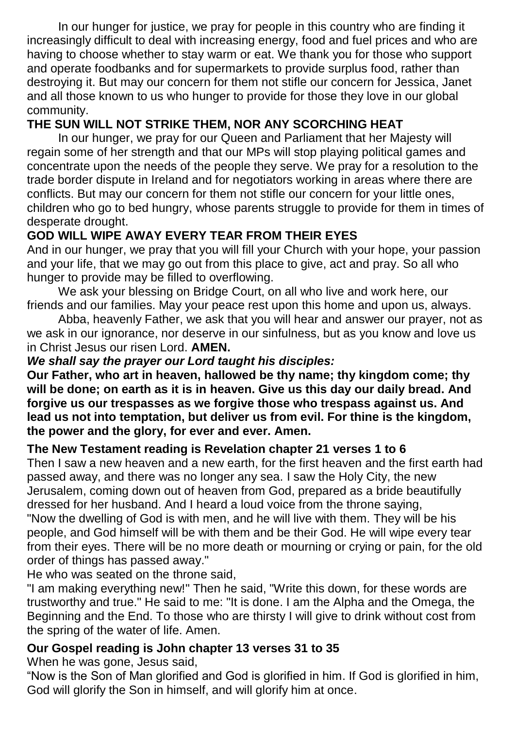In our hunger for justice, we pray for people in this country who are finding it increasingly difficult to deal with increasing energy, food and fuel prices and who are having to choose whether to stay warm or eat. We thank you for those who support and operate foodbanks and for supermarkets to provide surplus food, rather than destroying it. But may our concern for them not stifle our concern for Jessica, Janet and all those known to us who hunger to provide for those they love in our global community.

**THE SUN WILL NOT STRIKE THEM, NOR ANY SCORCHING HEAT**

In our hunger, we pray for our Queen and Parliament that her Majesty will regain some of her strength and that our MPs will stop playing political games and concentrate upon the needs of the people they serve. We pray for a resolution to the trade border dispute in Ireland and for negotiators working in areas where there are conflicts. But may our concern for them not stifle our concern for your little ones, children who go to bed hungry, whose parents struggle to provide for them in times of desperate drought.

**GOD WILL WIPE AWAY EVERY TEAR FROM THEIR EYES**

And in our hunger, we pray that you will fill your Church with your hope, your passion and your life, that we may go out from this place to give, act and pray. So all who hunger to provide may be filled to overflowing.

We ask your blessing on Bridge Court, on all who live and work here, our friends and our families. May your peace rest upon this home and upon us, always.

Abba, heavenly Father, we ask that you will hear and answer our prayer, not as we ask in our ignorance, nor deserve in our sinfulness, but as you know and love us in Christ Jesus our risen Lord. **AMEN.**

***We shall say the prayer our Lord taught his disciples:***

**Our Father, who art in heaven, hallowed be thy name; thy kingdom come; thy will be done; on earth as it is in heaven. Give us this day our daily bread. And forgive us our trespasses as we forgive those who trespass against us. And lead us not into temptation, but deliver us from evil. For thine is the kingdom, the power and the glory, for ever and ever. Amen.**

**The New Testament reading is Revelation chapter 21 verses 1 to 6**

Then I saw a new heaven and a new earth, for the first heaven and the first earth had passed away, and there was no longer any sea. I saw the Holy City, the new Jerusalem, coming down out of heaven from God, prepared as a bride beautifully dressed for her husband. And I heard a loud voice from the throne saying, "Now the dwelling of God is with men, and he will live with them. They will be his people, and God himself will be with them and be their God. He will wipe every tear from their eyes. There will be no more death or mourning or crying or pain, for the old order of things has passed away."

He who was seated on the throne said,

"I am making everything new!" Then he said, "Write this down, for these words are trustworthy and true." He said to me: "It is done. I am the Alpha and the Omega, the Beginning and the End. To those who are thirsty I will give to drink without cost from the spring of the water of life. Amen.

**Our Gospel reading is John chapter 13 verses 31 to 35**

When he was gone, Jesus said,

"Now is the Son of Man glorified and God is glorified in him. If God is glorified in him, God will glorify the Son in himself, and will glorify him at once.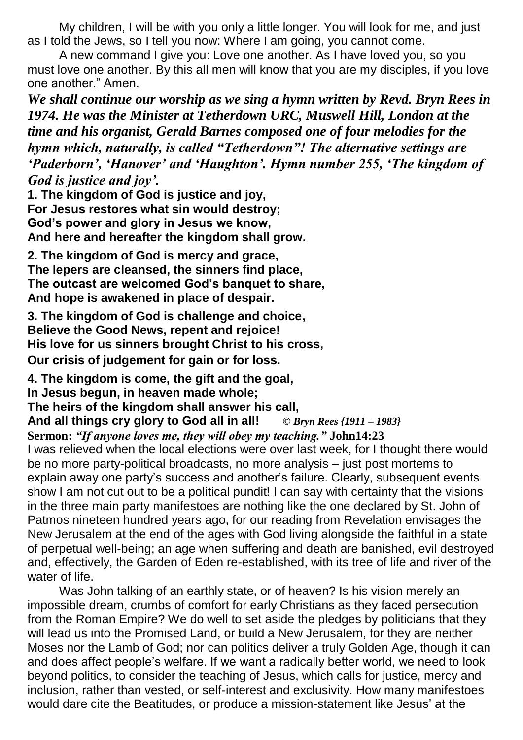My children, I will be with you only a little longer. You will look for me, and just as I told the Jews, so I tell you now: Where I am going, you cannot come.

A new command I give you: Love one another. As I have loved you, so you must love one another. By this all men will know that you are my disciples, if you love one another." Amen.

***We shall continue our worship as we sing a hymn written by Revd. Bryn Rees in 1974. He was the Minister at Tetherdown URC, Muswell Hill, London at the time and his organist, Gerald Barnes composed one of four melodies for the hymn which, naturally, is called "Tetherdown"! The alternative settings are 'Paderborn', 'Hanover' and 'Haughton'. Hymn number 255, 'The kingdom of God is justice and joy'.***

**1. The kingdom of God is justice and joy,**
**For Jesus restores what sin would destroy;**
**God's power and glory in Jesus we know,**
**And here and hereafter the kingdom shall grow.**

**2. The kingdom of God is mercy and grace,**
**The lepers are cleansed, the sinners find place,**
**The outcast are welcomed God's banquet to share,**
**And hope is awakened in place of despair.**

**3. The kingdom of God is challenge and choice,**
**Believe the Good News, repent and rejoice!**
**His love for us sinners brought Christ to his cross,**
**Our crisis of judgement for gain or for loss.**

**4. The kingdom is come, the gift and the goal,**
**In Jesus begun, in heaven made whole;**
**The heirs of the kingdom shall answer his call,**
**And all things cry glory to God all in all!** *© Bryn Rees {1911 – 1983}*

**Sermon:** ***"If anyone loves me, they will obey my teaching."*** **John14:23**

I was relieved when the local elections were over last week, for I thought there would be no more party-political broadcasts, no more analysis – just post mortems to explain away one party's success and another's failure. Clearly, subsequent events show I am not cut out to be a political pundit! I can say with certainty that the visions in the three main party manifestoes are nothing like the one declared by St. John of Patmos nineteen hundred years ago, for our reading from Revelation envisages the New Jerusalem at the end of the ages with God living alongside the faithful in a state of perpetual well-being; an age when suffering and death are banished, evil destroyed and, effectively, the Garden of Eden re-established, with its tree of life and river of the water of life.

Was John talking of an earthly state, or of heaven? Is his vision merely an impossible dream, crumbs of comfort for early Christians as they faced persecution from the Roman Empire? We do well to set aside the pledges by politicians that they will lead us into the Promised Land, or build a New Jerusalem, for they are neither Moses nor the Lamb of God; nor can politics deliver a truly Golden Age, though it can and does affect people's welfare. If we want a radically better world, we need to look beyond politics, to consider the teaching of Jesus, which calls for justice, mercy and inclusion, rather than vested, or self-interest and exclusivity. How many manifestoes would dare cite the Beatitudes, or produce a mission-statement like Jesus' at the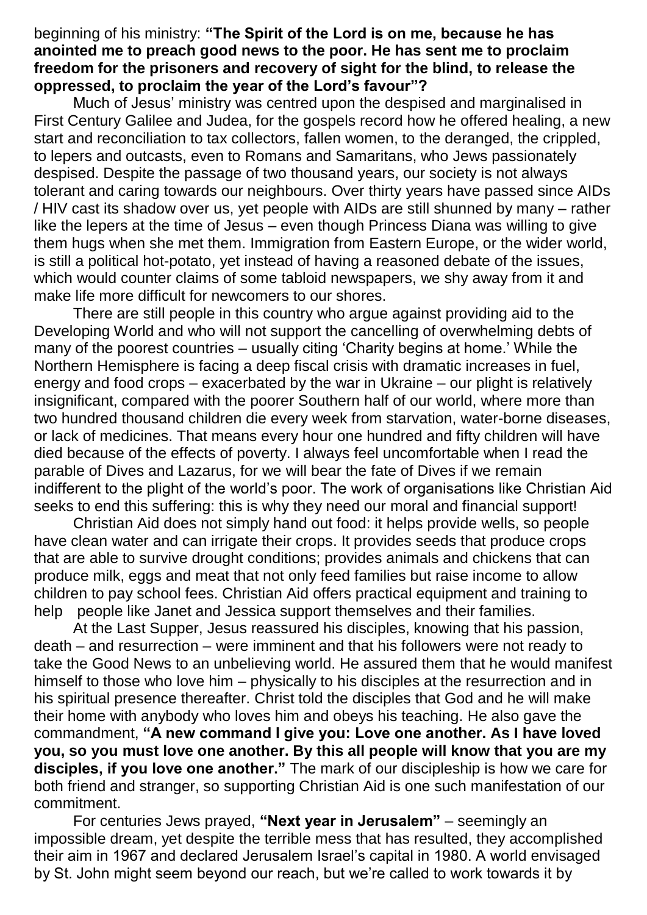beginning of his ministry: **"The Spirit of the Lord is on me, because he has anointed me to preach good news to the poor. He has sent me to proclaim freedom for the prisoners and recovery of sight for the blind, to release the oppressed, to proclaim the year of the Lord's favour"?**

Much of Jesus' ministry was centred upon the despised and marginalised in First Century Galilee and Judea, for the gospels record how he offered healing, a new start and reconciliation to tax collectors, fallen women, to the deranged, the crippled, to lepers and outcasts, even to Romans and Samaritans, who Jews passionately despised. Despite the passage of two thousand years, our society is not always tolerant and caring towards our neighbours. Over thirty years have passed since AIDs / HIV cast its shadow over us, yet people with AIDs are still shunned by many – rather like the lepers at the time of Jesus – even though Princess Diana was willing to give them hugs when she met them. Immigration from Eastern Europe, or the wider world, is still a political hot-potato, yet instead of having a reasoned debate of the issues, which would counter claims of some tabloid newspapers, we shy away from it and make life more difficult for newcomers to our shores.

There are still people in this country who argue against providing aid to the Developing World and who will not support the cancelling of overwhelming debts of many of the poorest countries – usually citing 'Charity begins at home.' While the Northern Hemisphere is facing a deep fiscal crisis with dramatic increases in fuel, energy and food crops – exacerbated by the war in Ukraine – our plight is relatively insignificant, compared with the poorer Southern half of our world, where more than two hundred thousand children die every week from starvation, water-borne diseases, or lack of medicines. That means every hour one hundred and fifty children will have died because of the effects of poverty. I always feel uncomfortable when I read the parable of Dives and Lazarus, for we will bear the fate of Dives if we remain indifferent to the plight of the world's poor. The work of organisations like Christian Aid seeks to end this suffering: this is why they need our moral and financial support!

Christian Aid does not simply hand out food: it helps provide wells, so people have clean water and can irrigate their crops. It provides seeds that produce crops that are able to survive drought conditions; provides animals and chickens that can produce milk, eggs and meat that not only feed families but raise income to allow children to pay school fees. Christian Aid offers practical equipment and training to help people like Janet and Jessica support themselves and their families.

At the Last Supper, Jesus reassured his disciples, knowing that his passion, death – and resurrection – were imminent and that his followers were not ready to take the Good News to an unbelieving world. He assured them that he would manifest himself to those who love him – physically to his disciples at the resurrection and in his spiritual presence thereafter. Christ told the disciples that God and he will make their home with anybody who loves him and obeys his teaching. He also gave the commandment, **"A new command I give you: Love one another. As I have loved you, so you must love one another. By this all people will know that you are my disciples, if you love one another."** The mark of our discipleship is how we care for both friend and stranger, so supporting Christian Aid is one such manifestation of our commitment.

For centuries Jews prayed, **"Next year in Jerusalem"** – seemingly an impossible dream, yet despite the terrible mess that has resulted, they accomplished their aim in 1967 and declared Jerusalem Israel's capital in 1980. A world envisaged by St. John might seem beyond our reach, but we're called to work towards it by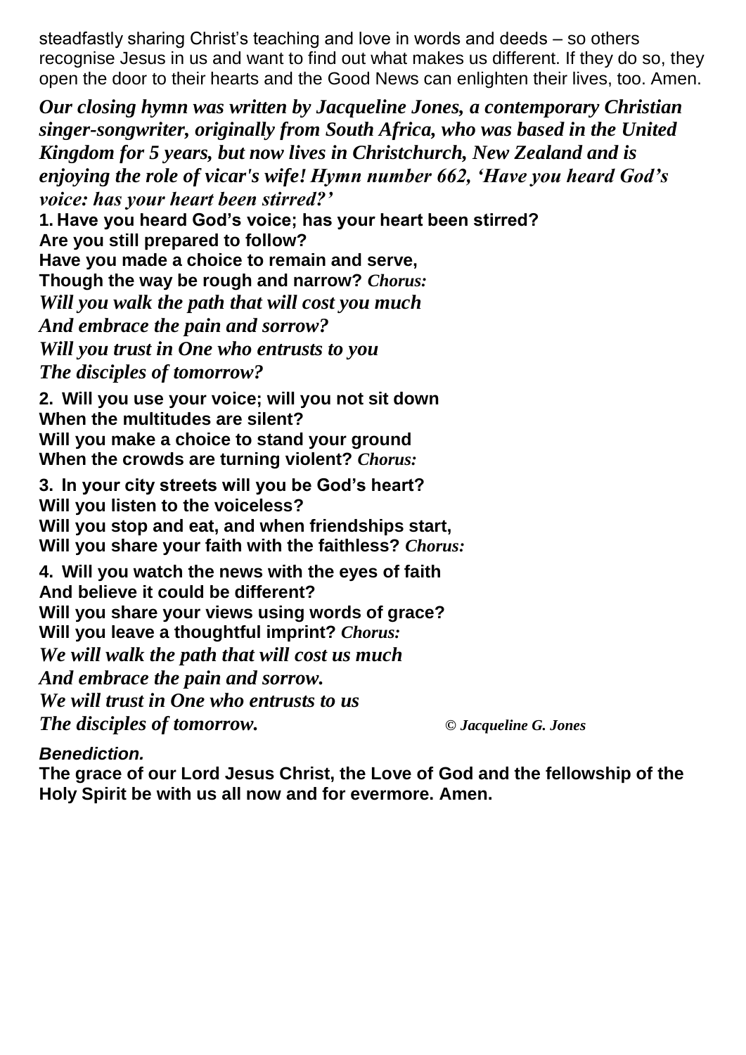steadfastly sharing Christ's teaching and love in words and deeds – so others recognise Jesus in us and want to find out what makes us different. If they do so, they open the door to their hearts and the Good News can enlighten their lives, too. Amen.

***Our closing hymn was written by Jacqueline Jones, a contemporary Christian singer-songwriter, originally from South Africa, who was based in the United Kingdom for 5 years, but now lives in Christchurch, New Zealand and is enjoying the role of vicar's wife! Hymn number 662, 'Have you heard God's voice: has your heart been stirred?'***

**1. Have you heard God's voice; has your heart been stirred?**
**Are you still prepared to follow?**
**Have you made a choice to remain and serve,**
**Though the way be rough and narrow?** ***Chorus:***
***Will you walk the path that will cost you much***
***And embrace the pain and sorrow?***
***Will you trust in One who entrusts to you***
***The disciples of tomorrow?***

**2. Will you use your voice; will you not sit down**
**When the multitudes are silent?**
**Will you make a choice to stand your ground**
**When the crowds are turning violent?** ***Chorus:***

**3. In your city streets will you be God's heart?**
**Will you listen to the voiceless?**
**Will you stop and eat, and when friendships start,**
**Will you share your faith with the faithless?** ***Chorus:***

**4. Will you watch the news with the eyes of faith**
**And believe it could be different?**
**Will you share your views using words of grace?**
**Will you leave a thoughtful imprint?** ***Chorus:***
***We will walk the path that will cost us much***
***And embrace the pain and sorrow.***
***We will trust in One who entrusts to us***
***The disciples of tomorrow.***

***© Jacqueline G. Jones***

***Benediction.***

**The grace of our Lord Jesus Christ, the Love of God and the fellowship of the Holy Spirit be with us all now and for evermore. Amen.**